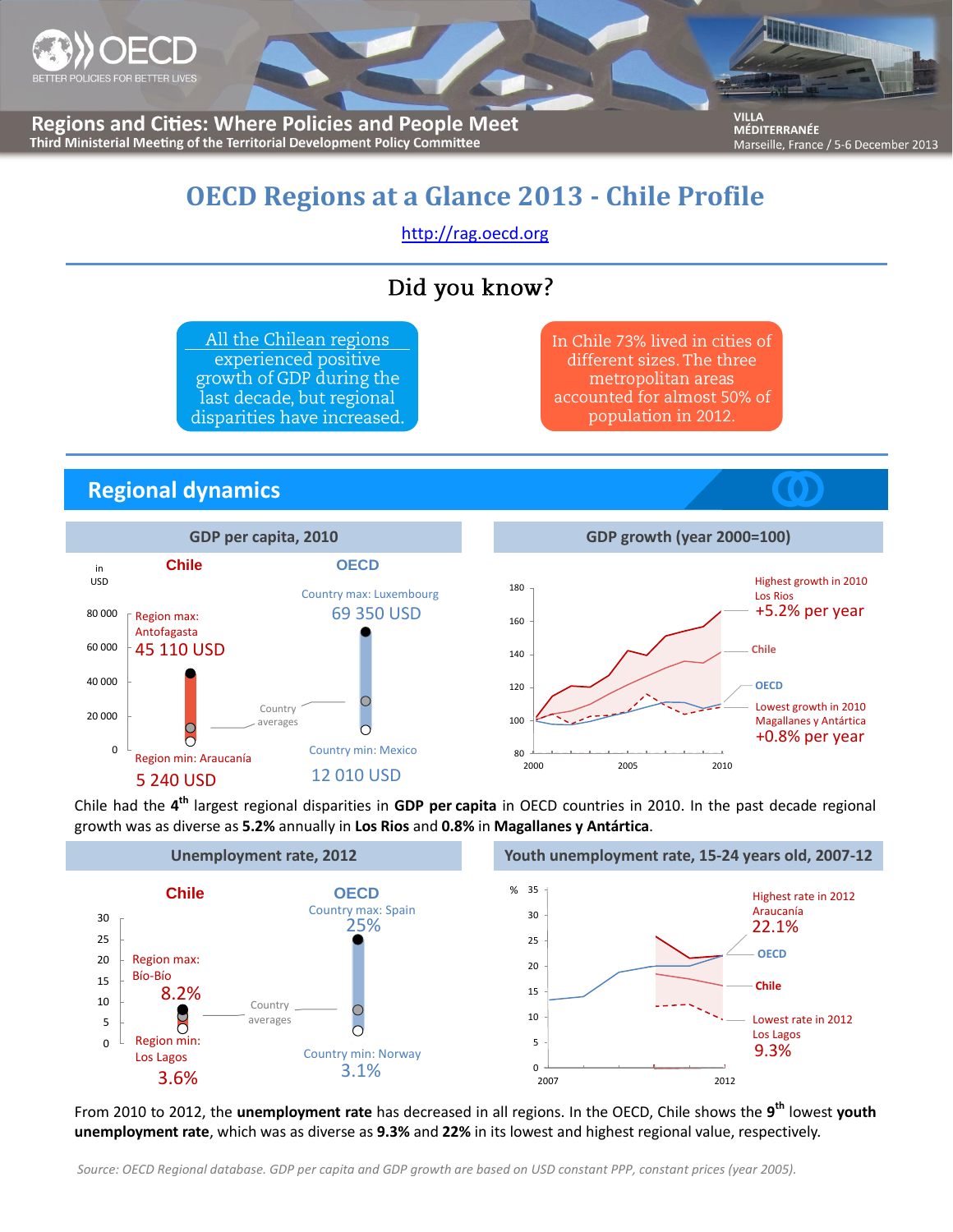Regions and Cities: Where Policies and People Meet
Third Ministerial Meeting of the Territorial Development Policy Committee

VILLA MÉDITERRANÉE
Marseille, France / 5-6 December 2013

# OECD Regions at a Glance 2013 - Chile Profile

http://rag.oecd.org

## Did you know?

All the Chilean regions experienced positive growth of GDP during the last decade, but regional disparities have increased.

In Chile 73% lived in cities of different sizes. The three metropolitan areas accounted for almost 50% of population in 2012.

## Regional dynamics

### GDP per capita, 2010

Chile: Region max: Antofagasta 45 110 USD; Region min: Araucanía 5 240 USD

OECD: Country max: Luxembourg 69 350 USD; Country min: Mexico 12 010 USD

### GDP growth (year 2000=100)

Highest growth in 2010: Los Rios +5.2% per year

Lowest growth in 2010: Magallanes y Antártica +0.8% per year

Chile had the 4th largest regional disparities in **GDP per capita** in OECD countries in 2010. In the past decade regional growth was as diverse as **5.2%** annually in **Los Rios** and **0.8%** in **Magallanes y Antártica**.

### Unemployment rate, 2012

Chile: Region max: Bío-Bío 8.2%; Region min: Los Lagos 3.6%

OECD: Country max: Spain 25%; Country min: Norway 3.1%

### Youth unemployment rate, 15-24 years old, 2007-12

Highest rate in 2012: Araucanía 22.1%

Lowest rate in 2012: Los Lagos 9.3%

From 2010 to 2012, the **unemployment rate** has decreased in all regions. In the OECD, Chile shows the 9th lowest **youth unemployment rate**, which was as diverse as **9.3%** and **22%** in its lowest and highest regional value, respectively.

*Source: OECD Regional database. GDP per capita and GDP growth are based on USD constant PPP, constant prices (year 2005).*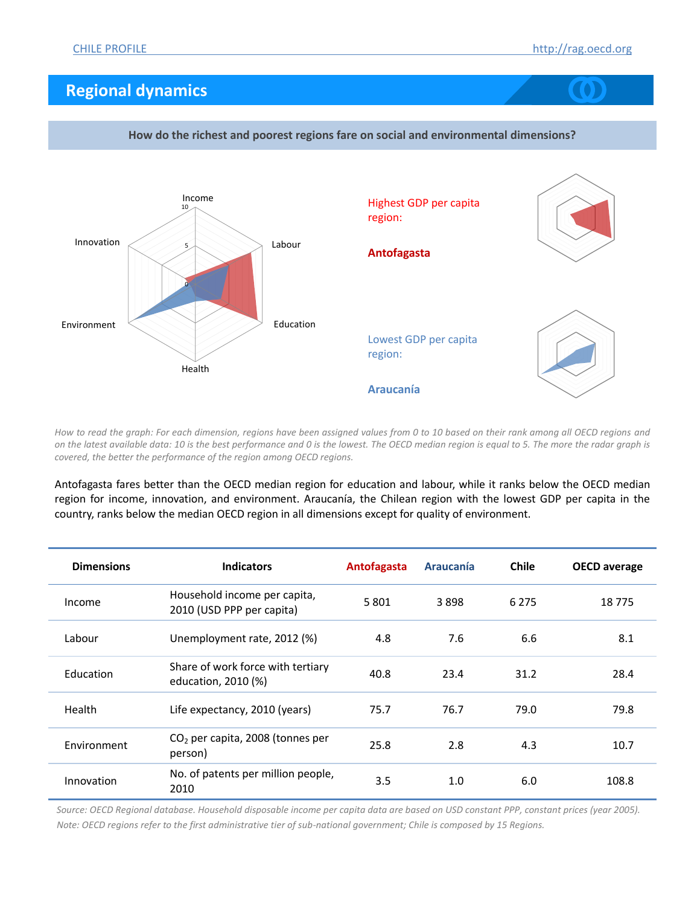## Regional dynamics

**How do the richest and poorest regions fare on social and environmental dimensions?**

Highest GDP per capita region:

**Antofagasta**

Lowest GDP per capita region:

**Araucanía**

*How to read the graph: For each dimension, regions have been assigned values from 0 to 10 based on their rank among all OECD regions and on the latest available data: 10 is the best performance and 0 is the lowest. The OECD median region is equal to 5. The more the radar graph is covered, the better the performance of the region among OECD regions.*

Antofagasta fares better than the OECD median region for education and labour, while it ranks below the OECD median region for income, innovation, and environment. Araucanía, the Chilean region with the lowest GDP per capita in the country, ranks below the median OECD region in all dimensions except for quality of environment.

| Dimensions | Indicators | Antofagasta | Araucanía | Chile | OECD average |
|---|---|---|---|---|---|
| Income | Household income per capita, 2010 (USD PPP per capita) | 5 801 | 3 898 | 6 275 | 18 775 |
| Labour | Unemployment rate, 2012 (%) | 4.8 | 7.6 | 6.6 | 8.1 |
| Education | Share of work force with tertiary education, 2010 (%) | 40.8 | 23.4 | 31.2 | 28.4 |
| Health | Life expectancy, 2010 (years) | 75.7 | 76.7 | 79.0 | 79.8 |
| Environment | $CO_2$ per capita, 2008 (tonnes per person) | 25.8 | 2.8 | 4.3 | 10.7 |
| Innovation | No. of patents per million people, 2010 | 3.5 | 1.0 | 6.0 | 108.8 |

*Source: OECD Regional database. Household disposable income per capita data are based on USD constant PPP, constant prices (year 2005).*

*Note: OECD regions refer to the first administrative tier of sub-national government; Chile is composed by 15 Regions.*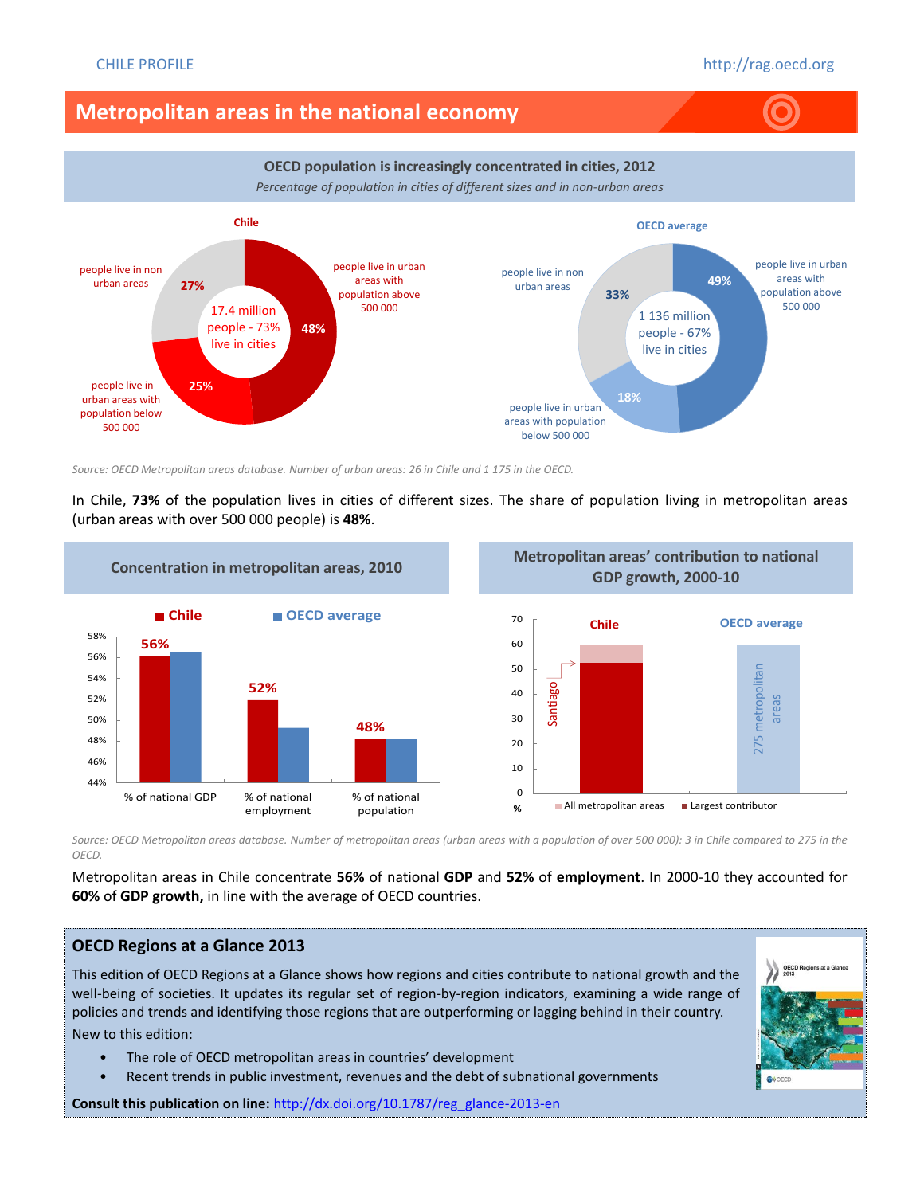## Metropolitan areas in the national economy

**OECD population is increasingly concentrated in cities, 2012**

*Percentage of population in cities of different sizes and in non-urban areas*

Chile

people live in non urban areas
27%
17.4 million people - 73% live in cities
people live in urban areas with population above 500 000
48%
people live in urban areas with population below 500 000
25%

OECD average

people live in non urban areas
33%
1 136 million people - 67% live in cities
people live in urban areas with population above 500 000
49%
people live in urban areas with population below 500 000
18%

*Source: OECD Metropolitan areas database. Number of urban areas: 26 in Chile and 1 175 in the OECD.*

In Chile, **73%** of the population lives in cities of different sizes. The share of population living in metropolitan areas (urban areas with over 500 000 people) is **48%**.

**Concentration in metropolitan areas, 2010**

Chile
OECD average
58%
56%
54%
52%
50%
48%
46%
44%
56%
52%
48%
% of national GDP
% of national employment
% of national population

**Metropolitan areas' contribution to national GDP growth, 2000-10**

70
60
50
40
30
20
10
0
%
Chile
Santiago
OECD average
275 metropolitan areas
All metropolitan areas
Largest contributor

*Source: OECD Metropolitan areas database. Number of metropolitan areas (urban areas with a population of over 500 000): 3 in Chile compared to 275 in the OECD.*

Metropolitan areas in Chile concentrate **56%** of national **GDP** and **52%** of **employment**. In 2000-10 they accounted for **60%** of **GDP growth,** in line with the average of OECD countries.

### OECD Regions at a Glance 2013

This edition of OECD Regions at a Glance shows how regions and cities contribute to national growth and the well-being of societies. It updates its regular set of region-by-region indicators, examining a wide range of policies and trends and identifying those regions that are outperforming or lagging behind in their country.

New to this edition:

- The role of OECD metropolitan areas in countries' development
- Recent trends in public investment, revenues and the debt of subnational governments

**Consult this publication on line:** http://dx.doi.org/10.1787/reg_glance-2013-en